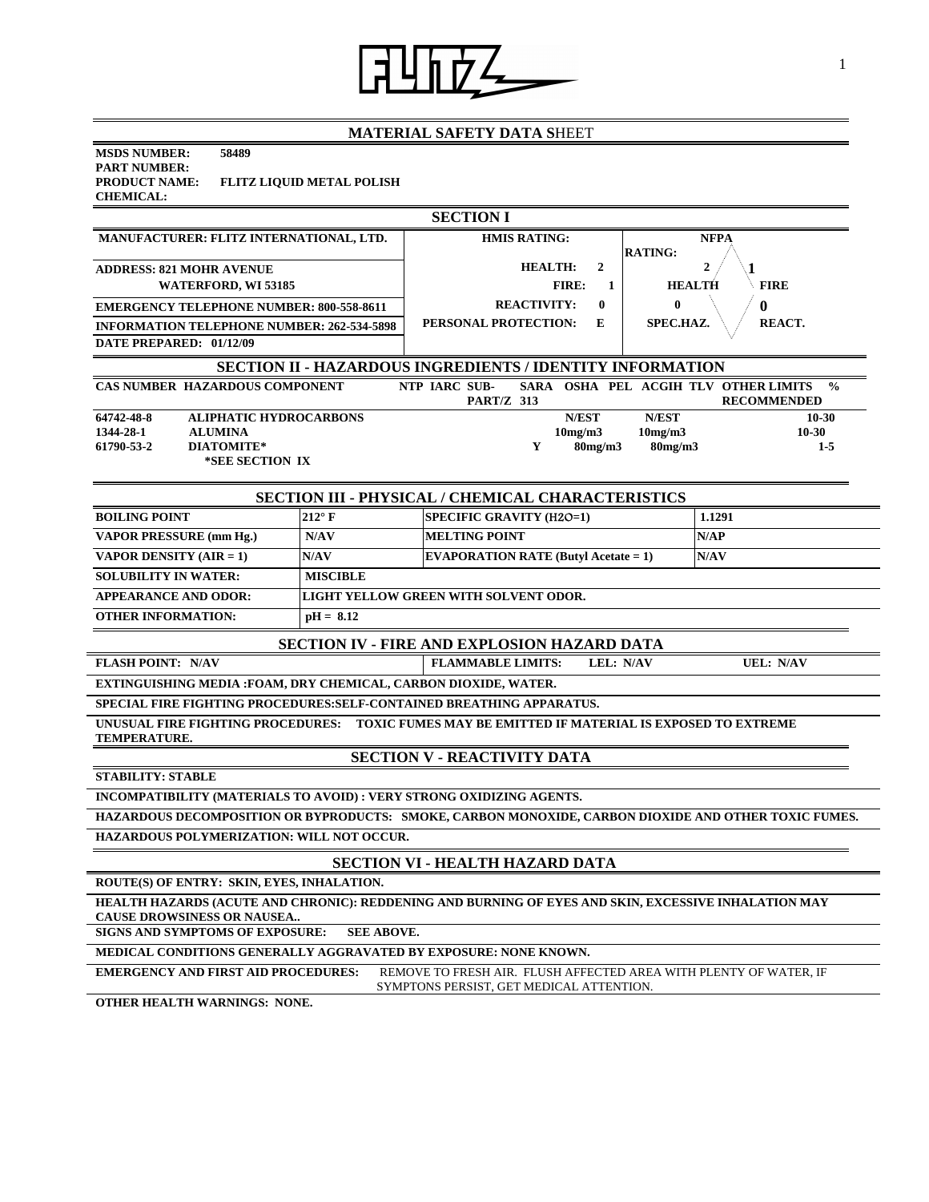FLITZ

## MATERIAL SAFETY DATA SHEET

**MSDS NUMBER:** 58489
**PART NUMBER:**
**PRODUCT NAME:** FLITZ LIQUID METAL POLISH
**CHEMICAL:**

## SECTION I

| | | |
|---|---|---|
| **MANUFACTURER: FLITZ INTERNATIONAL, LTD.** | **HMIS RATING:** | **NFPA RATING:** |
| **ADDRESS: 821 MOHR AVENUE WATERFORD, WI 53185** | **HEALTH: 2** | **HEALTH 2 / FIRE 1** |
| **EMERGENCY TELEPHONE NUMBER: 800-558-8611** | **FIRE: 1** | |
| **INFORMATION TELEPHONE NUMBER: 262-534-5898** | **REACTIVITY: 0** | **SPEC.HAZ. 0 / REACT. 0** |
| **DATE PREPARED: 01/12/09** | **PERSONAL PROTECTION: E** | |

## SECTION II - HAZARDOUS INGREDIENTS / IDENTITY INFORMATION

| CAS NUMBER | HAZARDOUS COMPONENT | NTP | IARC | SUB-PART/Z | SARA 313 | OSHA PEL | ACGIH TLV | OTHER LIMITS RECOMMENDED | % |
|---|---|---|---|---|---|---|---|---|---|
| 64742-48-8 | ALIPHATIC HYDROCARBONS | | | | | N/EST | N/EST | | 10-30 |
| 1344-28-1 | ALUMINA | | | | | 10mg/m3 | 10mg/m3 | | 10-30 |
| 61790-53-2 | DIATOMITE* | | | | Y | 80mg/m3 | 80mg/m3 | | 1-5 |

*SEE SECTION IX

## SECTION III - PHYSICAL / CHEMICAL CHARACTERISTICS

| | | | |
|---|---|---|---|
| **BOILING POINT** | 212° F | **SPECIFIC GRAVITY ($H_2O$=1)** | 1.1291 |
| **VAPOR PRESSURE (mm Hg.)** | N/AV | **MELTING POINT** | N/AP |
| **VAPOR DENSITY (AIR = 1)** | N/AV | **EVAPORATION RATE (Butyl Acetate = 1)** | N/AV |
| **SOLUBILITY IN WATER:** | MISCIBLE | | |
| **APPEARANCE AND ODOR:** | LIGHT YELLOW GREEN WITH SOLVENT ODOR. | | |
| **OTHER INFORMATION:** | pH = 8.12 | | |

## SECTION IV - FIRE AND EXPLOSION HAZARD DATA

**FLASH POINT:** N/AV | **FLAMMABLE LIMITS:** LEL: N/AV | UEL: N/AV

**EXTINGUISHING MEDIA :** FOAM, DRY CHEMICAL, CARBON DIOXIDE, WATER.

**SPECIAL FIRE FIGHTING PROCEDURES:** SELF-CONTAINED BREATHING APPARATUS.

**UNUSUAL FIRE FIGHTING PROCEDURES:** TOXIC FUMES MAY BE EMITTED IF MATERIAL IS EXPOSED TO EXTREME TEMPERATURE.

## SECTION V - REACTIVITY DATA

**STABILITY:** STABLE

**INCOMPATIBILITY (MATERIALS TO AVOID) :** VERY STRONG OXIDIZING AGENTS.

**HAZARDOUS DECOMPOSITION OR BYPRODUCTS:** SMOKE, CARBON MONOXIDE, CARBON DIOXIDE AND OTHER TOXIC FUMES.

**HAZARDOUS POLYMERIZATION:** WILL NOT OCCUR.

## SECTION VI - HEALTH HAZARD DATA

**ROUTE(S) OF ENTRY:** SKIN, EYES, INHALATION.

**HEALTH HAZARDS (ACUTE AND CHRONIC):** REDDENING AND BURNING OF EYES AND SKIN, EXCESSIVE INHALATION MAY CAUSE DROWSINESS OR NAUSEA..

**SIGNS AND SYMPTOMS OF EXPOSURE:** SEE ABOVE.

**MEDICAL CONDITIONS GENERALLY AGGRAVATED BY EXPOSURE:** NONE KNOWN.

**EMERGENCY AND FIRST AID PROCEDURES:** REMOVE TO FRESH AIR. FLUSH AFFECTED AREA WITH PLENTY OF WATER, IF SYMPTONS PERSIST, GET MEDICAL ATTENTION.

**OTHER HEALTH WARNINGS:** NONE.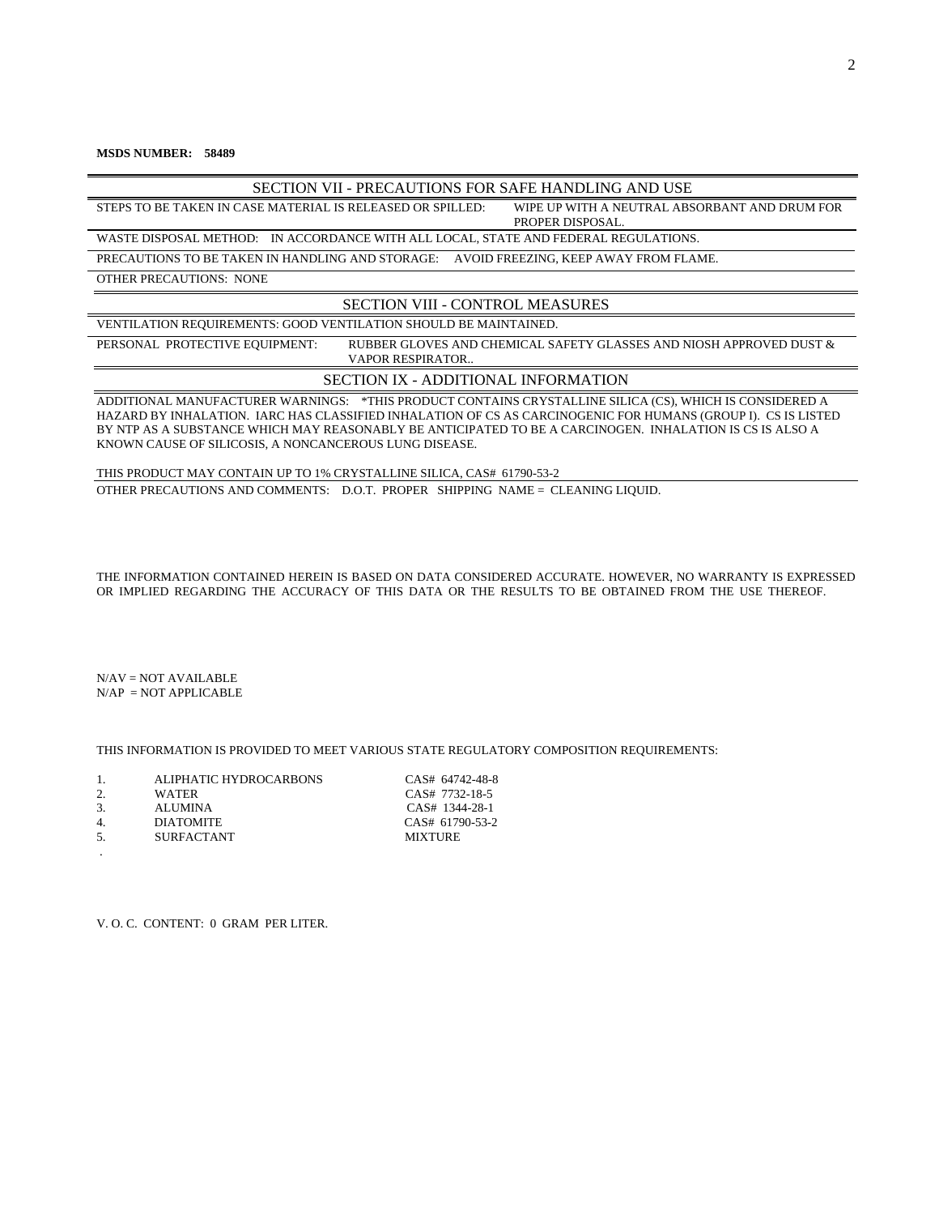**MSDS NUMBER: 58489**

## SECTION VII - PRECAUTIONS FOR SAFE HANDLING AND USE

STEPS TO BE TAKEN IN CASE MATERIAL IS RELEASED OR SPILLED: WIPE UP WITH A NEUTRAL ABSORBANT AND DRUM FOR PROPER DISPOSAL.

WASTE DISPOSAL METHOD: IN ACCORDANCE WITH ALL LOCAL, STATE AND FEDERAL REGULATIONS.

PRECAUTIONS TO BE TAKEN IN HANDLING AND STORAGE: AVOID FREEZING, KEEP AWAY FROM FLAME.

OTHER PRECAUTIONS: NONE

## SECTION VIII - CONTROL MEASURES

VENTILATION REQUIREMENTS: GOOD VENTILATION SHOULD BE MAINTAINED.

PERSONAL PROTECTIVE EQUIPMENT: RUBBER GLOVES AND CHEMICAL SAFETY GLASSES AND NIOSH APPROVED DUST & VAPOR RESPIRATOR..

## SECTION IX - ADDITIONAL INFORMATION

ADDITIONAL MANUFACTURER WARNINGS: *THIS PRODUCT CONTAINS CRYSTALLINE SILICA (CS), WHICH IS CONSIDERED A HAZARD BY INHALATION. IARC HAS CLASSIFIED INHALATION OF CS AS CARCINOGENIC FOR HUMANS (GROUP I). CS IS LISTED BY NTP AS A SUBSTANCE WHICH MAY REASONABLY BE ANTICIPATED TO BE A CARCINOGEN. INHALATION IS CS IS ALSO A KNOWN CAUSE OF SILICOSIS, A NONCANCEROUS LUNG DISEASE.

THIS PRODUCT MAY CONTAIN UP TO 1% CRYSTALLINE SILICA, CAS# 61790-53-2

OTHER PRECAUTIONS AND COMMENTS: D.O.T. PROPER SHIPPING NAME = CLEANING LIQUID.

THE INFORMATION CONTAINED HEREIN IS BASED ON DATA CONSIDERED ACCURATE. HOWEVER, NO WARRANTY IS EXPRESSED OR IMPLIED REGARDING THE ACCURACY OF THIS DATA OR THE RESULTS TO BE OBTAINED FROM THE USE THEREOF.

N/AV = NOT AVAILABLE
N/AP = NOT APPLICABLE

THIS INFORMATION IS PROVIDED TO MEET VARIOUS STATE REGULATORY COMPOSITION REQUIREMENTS:

| | | |
|---|---|---|
| 1. | ALIPHATIC HYDROCARBONS | CAS# 64742-48-8 |
| 2. | WATER | CAS# 7732-18-5 |
| 3. | ALUMINA | CAS# 1344-28-1 |
| 4. | DIATOMITE | CAS# 61790-53-2 |
| 5. | SURFACTANT | MIXTURE |

.

V. O. C. CONTENT: 0 GRAM PER LITER.